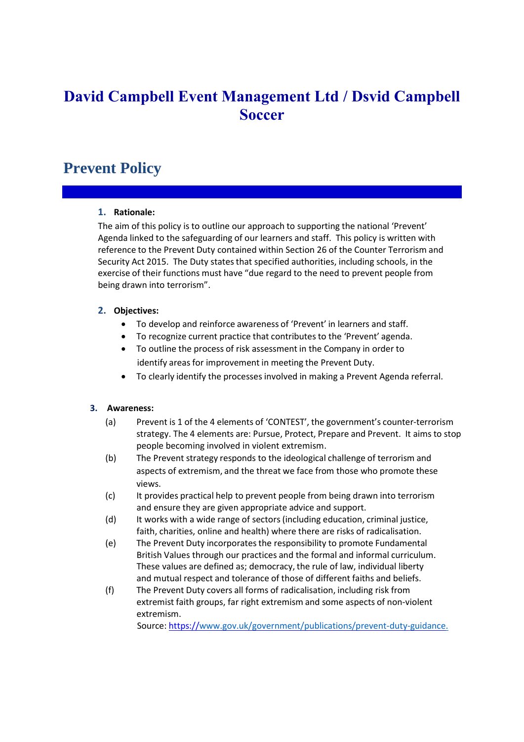# David Campbell Event Management Ltd / Dsvid Campbell Soccer

## Prevent Policy

### 1. Rationale:

The aim of this policy is to outline our approach to supporting the national 'Prevent' Agenda linked to the safeguarding of our learners and staff. This policy is written with reference to the Prevent Duty contained within Section 26 of the Counter Terrorism and Security Act 2015. The Duty states that specified authorities, including schools, in the exercise of their functions must have "due regard to the need to prevent people from being drawn into terrorism".

### 2. Objectives:

- To develop and reinforce awareness of 'Prevent' in learners and staff.
- To recognize current practice that contributes to the 'Prevent' agenda.
- To outline the process of risk assessment in the Company in order to identify areas for improvement in meeting the Prevent Duty.
- To clearly identify the processes involved in making a Prevent Agenda referral.

### 3. Awareness:

(a) Prevent is 1 of the 4 elements of 'CONTEST', the government's counter-terrorism strategy. The 4 elements are: Pursue, Protect, Prepare and Prevent. It aims to stop people becoming involved in violent extremism.

(b) The Prevent strategy responds to the ideological challenge of terrorism and aspects of extremism, and the threat we face from those who promote these views.

(c) It provides practical help to prevent people from being drawn into terrorism and ensure they are given appropriate advice and support.

(d) It works with a wide range of sectors (including education, criminal justice, faith, charities, online and health) where there are risks of radicalisation.

(e) The Prevent Duty incorporates the responsibility to promote Fundamental British Values through our practices and the formal and informal curriculum. These values are defined as; democracy, the rule of law, individual liberty and mutual respect and tolerance of those of different faiths and beliefs.

(f) The Prevent Duty covers all forms of radicalisation, including risk from extremist faith groups, far right extremism and some aspects of non-violent extremism.
Source: https://www.gov.uk/government/publications/prevent-duty-guidance.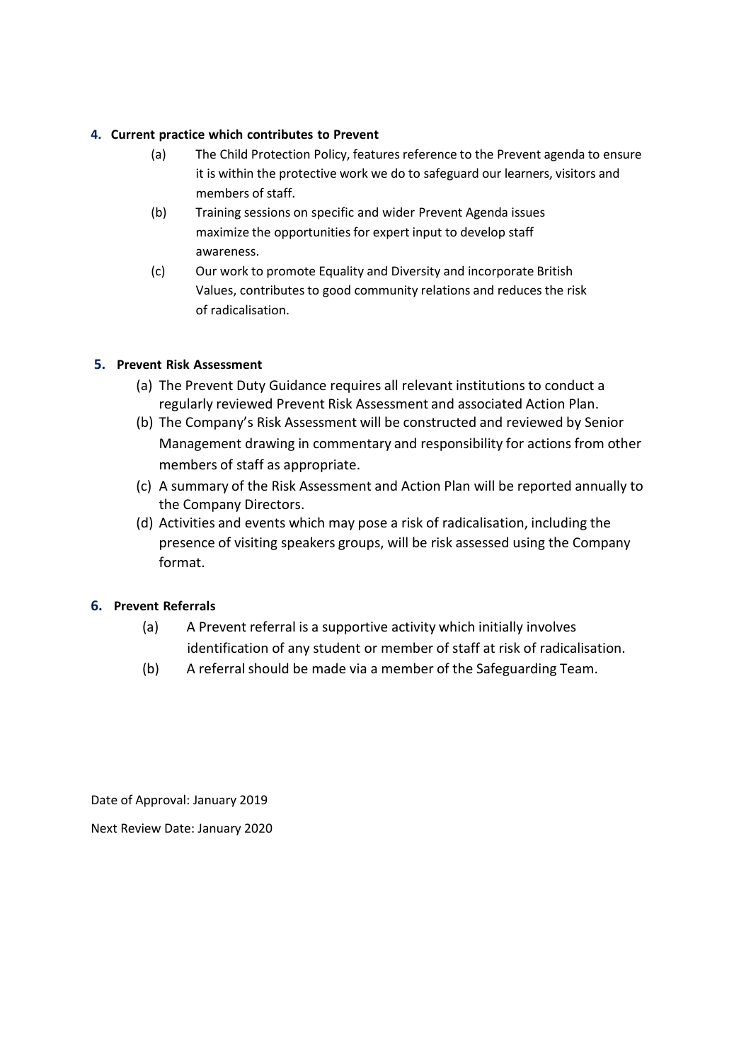## 4. Current practice which contributes to Prevent

(a) The Child Protection Policy, features reference to the Prevent agenda to ensure it is within the protective work we do to safeguard our learners, visitors and members of staff.

(b) Training sessions on specific and wider Prevent Agenda issues maximize the opportunities for expert input to develop staff awareness.

(c) Our work to promote Equality and Diversity and incorporate British Values, contributes to good community relations and reduces the risk of radicalisation.

## 5. Prevent Risk Assessment

(a) The Prevent Duty Guidance requires all relevant institutions to conduct a regularly reviewed Prevent Risk Assessment and associated Action Plan.

(b) The Company's Risk Assessment will be constructed and reviewed by Senior Management drawing in commentary and responsibility for actions from other members of staff as appropriate.

(c) A summary of the Risk Assessment and Action Plan will be reported annually to the Company Directors.

(d) Activities and events which may pose a risk of radicalisation, including the presence of visiting speakers groups, will be risk assessed using the Company format.

## 6. Prevent Referrals

(a) A Prevent referral is a supportive activity which initially involves identification of any student or member of staff at risk of radicalisation.

(b) A referral should be made via a member of the Safeguarding Team.

Date of Approval: January 2019

Next Review Date: January 2020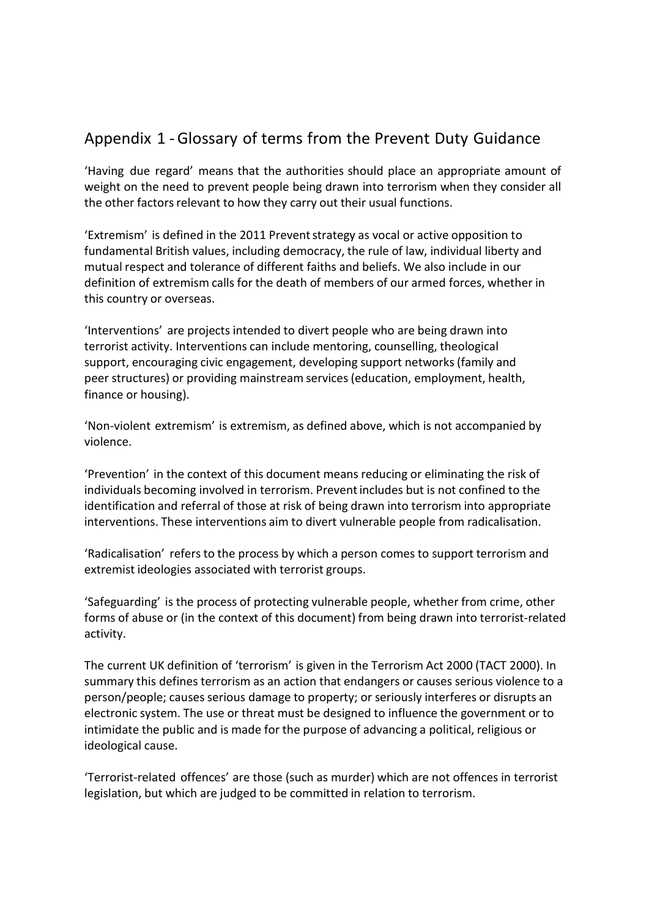## Appendix 1 - Glossary of terms from the Prevent Duty Guidance

'Having due regard' means that the authorities should place an appropriate amount of weight on the need to prevent people being drawn into terrorism when they consider all the other factors relevant to how they carry out their usual functions.

'Extremism' is defined in the 2011 Prevent strategy as vocal or active opposition to fundamental British values, including democracy, the rule of law, individual liberty and mutual respect and tolerance of different faiths and beliefs. We also include in our definition of extremism calls for the death of members of our armed forces, whether in this country or overseas.

'Interventions' are projects intended to divert people who are being drawn into terrorist activity. Interventions can include mentoring, counselling, theological support, encouraging civic engagement, developing support networks (family and peer structures) or providing mainstream services (education, employment, health, finance or housing).

'Non-violent extremism' is extremism, as defined above, which is not accompanied by violence.

'Prevention' in the context of this document means reducing or eliminating the risk of individuals becoming involved in terrorism. Prevent includes but is not confined to the identification and referral of those at risk of being drawn into terrorism into appropriate interventions. These interventions aim to divert vulnerable people from radicalisation.

'Radicalisation' refers to the process by which a person comes to support terrorism and extremist ideologies associated with terrorist groups.

'Safeguarding' is the process of protecting vulnerable people, whether from crime, other forms of abuse or (in the context of this document) from being drawn into terrorist-related activity.

The current UK definition of 'terrorism' is given in the Terrorism Act 2000 (TACT 2000). In summary this defines terrorism as an action that endangers or causes serious violence to a person/people; causes serious damage to property; or seriously interferes or disrupts an electronic system. The use or threat must be designed to influence the government or to intimidate the public and is made for the purpose of advancing a political, religious or ideological cause.

'Terrorist-related offences' are those (such as murder) which are not offences in terrorist legislation, but which are judged to be committed in relation to terrorism.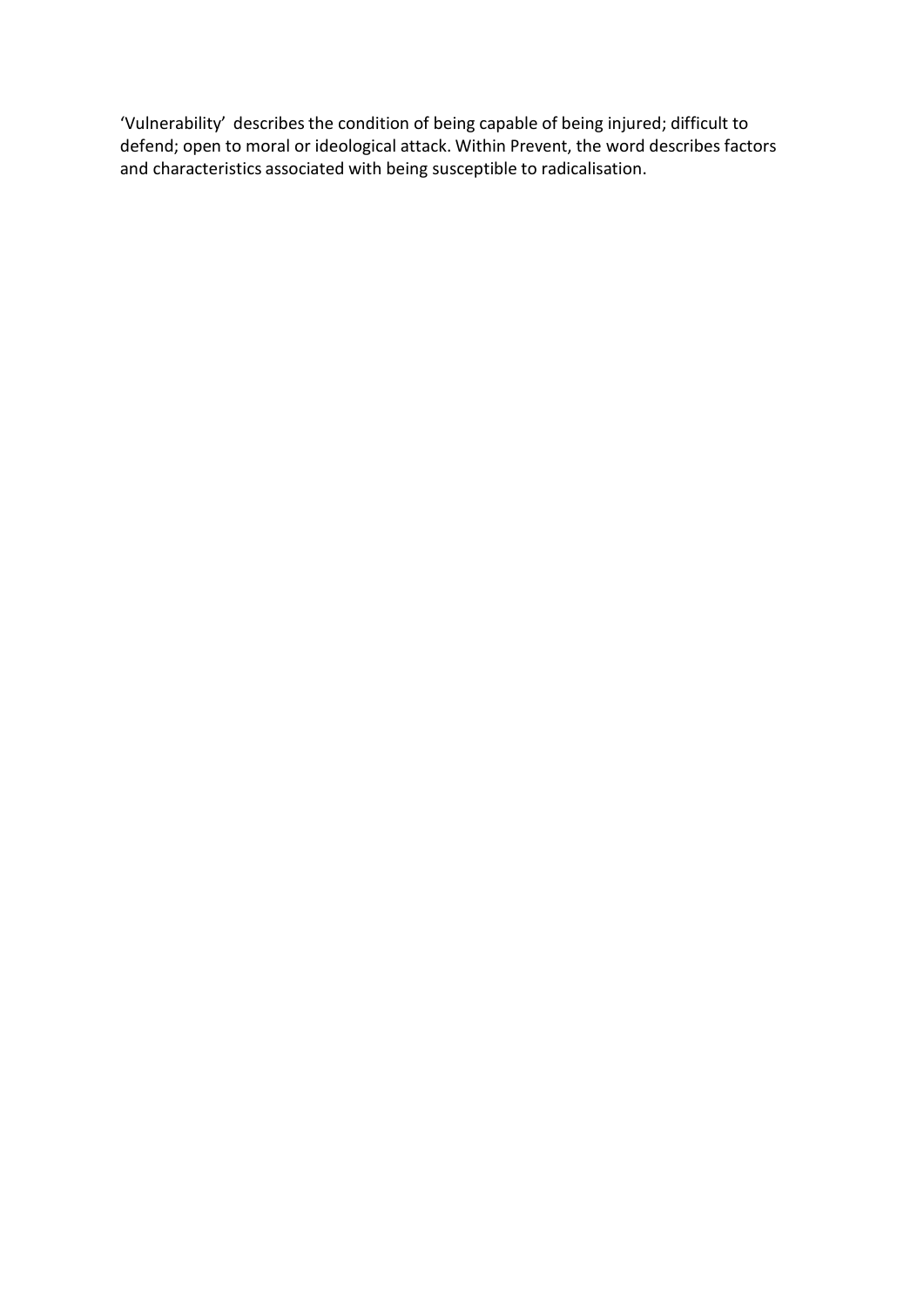'Vulnerability' describes the condition of being capable of being injured; difficult to defend; open to moral or ideological attack. Within Prevent, the word describes factors and characteristics associated with being susceptible to radicalisation.